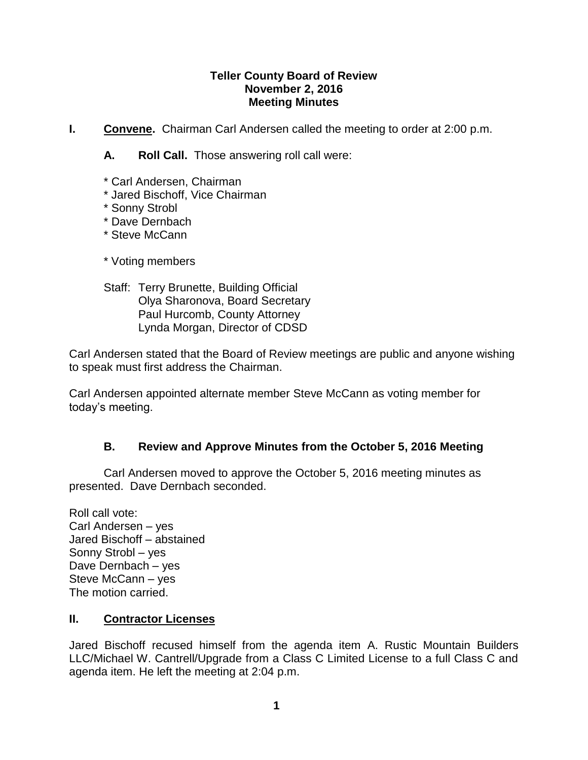**Teller County Board of Review**
**November 2, 2016**
**Meeting Minutes**

**I. Convene.** Chairman Carl Andersen called the meeting to order at 2:00 p.m.

**A. Roll Call.** Those answering roll call were:

* Carl Andersen, Chairman
* Jared Bischoff, Vice Chairman
* Sonny Strobl
* Dave Dernbach
* Steve McCann

* Voting members

Staff: Terry Brunette, Building Official
Olya Sharonova, Board Secretary
Paul Hurcomb, County Attorney
Lynda Morgan, Director of CDSD

Carl Andersen stated that the Board of Review meetings are public and anyone wishing to speak must first address the Chairman.

Carl Andersen appointed alternate member Steve McCann as voting member for today's meeting.

**B. Review and Approve Minutes from the October 5, 2016 Meeting**

Carl Andersen moved to approve the October 5, 2016 meeting minutes as presented. Dave Dernbach seconded.

Roll call vote:
Carl Andersen – yes
Jared Bischoff – abstained
Sonny Strobl – yes
Dave Dernbach – yes
Steve McCann – yes
The motion carried.

**II. Contractor Licenses**

Jared Bischoff recused himself from the agenda item A. Rustic Mountain Builders LLC/Michael W. Cantrell/Upgrade from a Class C Limited License to a full Class C and agenda item. He left the meeting at 2:04 p.m.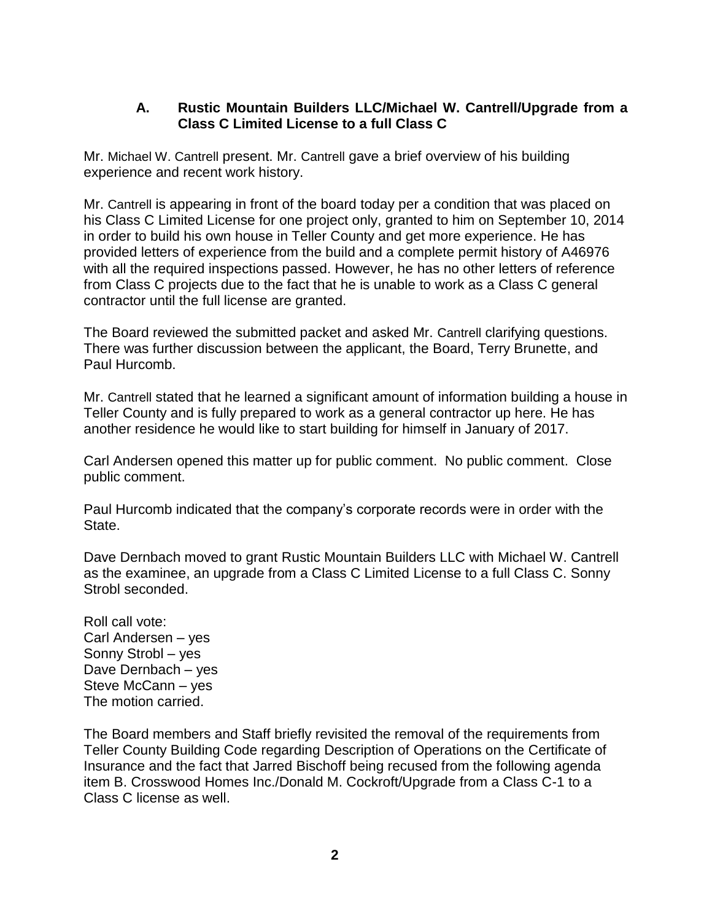### A. Rustic Mountain Builders LLC/Michael W. Cantrell/Upgrade from a Class C Limited License to a full Class C

Mr. Michael W. Cantrell present. Mr. Cantrell gave a brief overview of his building experience and recent work history.

Mr. Cantrell is appearing in front of the board today per a condition that was placed on his Class C Limited License for one project only, granted to him on September 10, 2014 in order to build his own house in Teller County and get more experience. He has provided letters of experience from the build and a complete permit history of A46976 with all the required inspections passed. However, he has no other letters of reference from Class C projects due to the fact that he is unable to work as a Class C general contractor until the full license are granted.

The Board reviewed the submitted packet and asked Mr. Cantrell clarifying questions. There was further discussion between the applicant, the Board, Terry Brunette, and Paul Hurcomb.

Mr. Cantrell stated that he learned a significant amount of information building a house in Teller County and is fully prepared to work as a general contractor up here. He has another residence he would like to start building for himself in January of 2017.

Carl Andersen opened this matter up for public comment. No public comment. Close public comment.

Paul Hurcomb indicated that the company's corporate records were in order with the State.

Dave Dernbach moved to grant Rustic Mountain Builders LLC with Michael W. Cantrell as the examinee, an upgrade from a Class C Limited License to a full Class C. Sonny Strobl seconded.

Roll call vote:
Carl Andersen – yes
Sonny Strobl – yes
Dave Dernbach – yes
Steve McCann – yes
The motion carried.

The Board members and Staff briefly revisited the removal of the requirements from Teller County Building Code regarding Description of Operations on the Certificate of Insurance and the fact that Jarred Bischoff being recused from the following agenda item B. Crosswood Homes Inc./Donald M. Cockroft/Upgrade from a Class C-1 to a Class C license as well.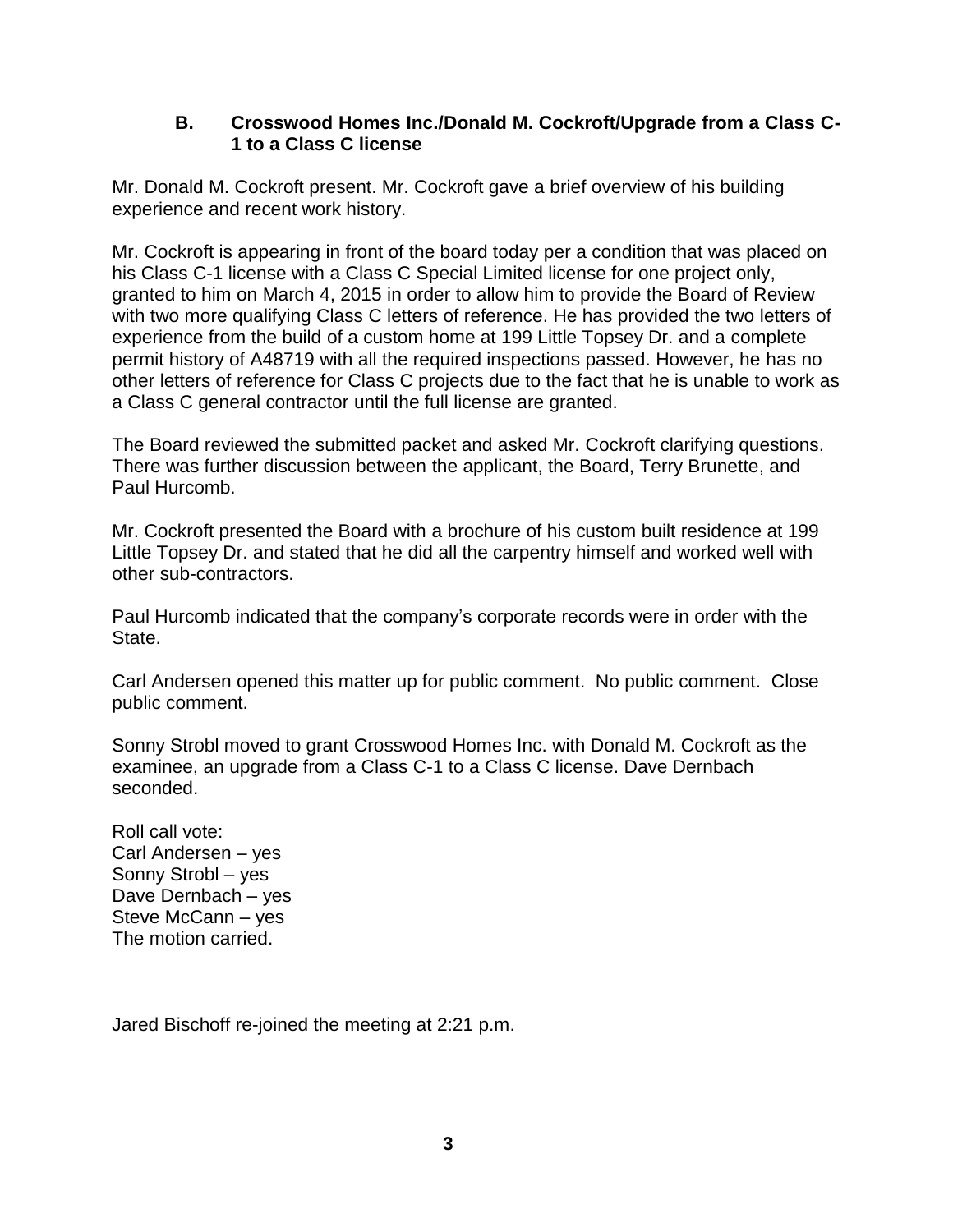### B. Crosswood Homes Inc./Donald M. Cockroft/Upgrade from a Class C-1 to a Class C license

Mr. Donald M. Cockroft present. Mr. Cockroft gave a brief overview of his building experience and recent work history.

Mr. Cockroft is appearing in front of the board today per a condition that was placed on his Class C-1 license with a Class C Special Limited license for one project only, granted to him on March 4, 2015 in order to allow him to provide the Board of Review with two more qualifying Class C letters of reference. He has provided the two letters of experience from the build of a custom home at 199 Little Topsey Dr. and a complete permit history of A48719 with all the required inspections passed. However, he has no other letters of reference for Class C projects due to the fact that he is unable to work as a Class C general contractor until the full license are granted.

The Board reviewed the submitted packet and asked Mr. Cockroft clarifying questions. There was further discussion between the applicant, the Board, Terry Brunette, and Paul Hurcomb.

Mr. Cockroft presented the Board with a brochure of his custom built residence at 199 Little Topsey Dr. and stated that he did all the carpentry himself and worked well with other sub-contractors.

Paul Hurcomb indicated that the company's corporate records were in order with the State.

Carl Andersen opened this matter up for public comment. No public comment. Close public comment.

Sonny Strobl moved to grant Crosswood Homes Inc. with Donald M. Cockroft as the examinee, an upgrade from a Class C-1 to a Class C license. Dave Dernbach seconded.

Roll call vote:
Carl Andersen – yes
Sonny Strobl – yes
Dave Dernbach – yes
Steve McCann – yes
The motion carried.

Jared Bischoff re-joined the meeting at 2:21 p.m.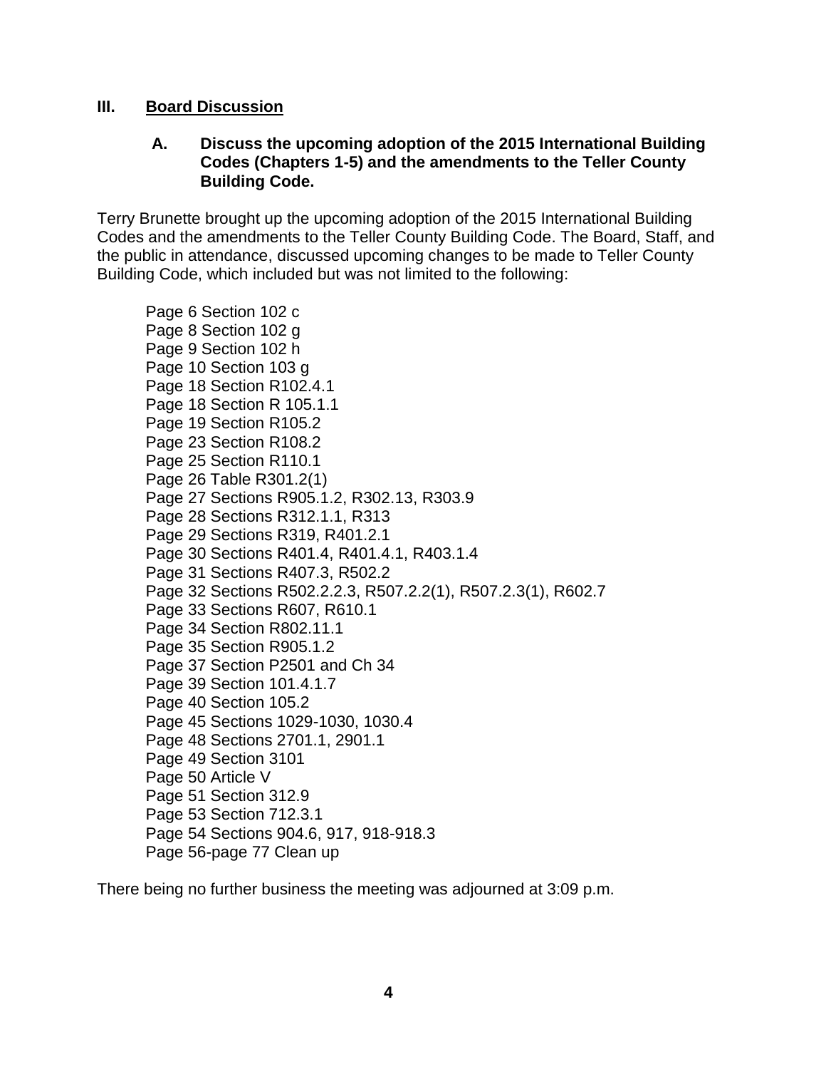## III. Board Discussion

### A. Discuss the upcoming adoption of the 2015 International Building Codes (Chapters 1-5) and the amendments to the Teller County Building Code.

Terry Brunette brought up the upcoming adoption of the 2015 International Building Codes and the amendments to the Teller County Building Code. The Board, Staff, and the public in attendance, discussed upcoming changes to be made to Teller County Building Code, which included but was not limited to the following:

- Page 6 Section 102 c
- Page 8 Section 102 g
- Page 9 Section 102 h
- Page 10 Section 103 g
- Page 18 Section R102.4.1
- Page 18 Section R 105.1.1
- Page 19 Section R105.2
- Page 23 Section R108.2
- Page 25 Section R110.1
- Page 26 Table R301.2(1)
- Page 27 Sections R905.1.2, R302.13, R303.9
- Page 28 Sections R312.1.1, R313
- Page 29 Sections R319, R401.2.1
- Page 30 Sections R401.4, R401.4.1, R403.1.4
- Page 31 Sections R407.3, R502.2
- Page 32 Sections R502.2.2.3, R507.2.2(1), R507.2.3(1), R602.7
- Page 33 Sections R607, R610.1
- Page 34 Section R802.11.1
- Page 35 Section R905.1.2
- Page 37 Section P2501 and Ch 34
- Page 39 Section 101.4.1.7
- Page 40 Section 105.2
- Page 45 Sections 1029-1030, 1030.4
- Page 48 Sections 2701.1, 2901.1
- Page 49 Section 3101
- Page 50 Article V
- Page 51 Section 312.9
- Page 53 Section 712.3.1
- Page 54 Sections 904.6, 917, 918-918.3
- Page 56-page 77 Clean up

There being no further business the meeting was adjourned at 3:09 p.m.